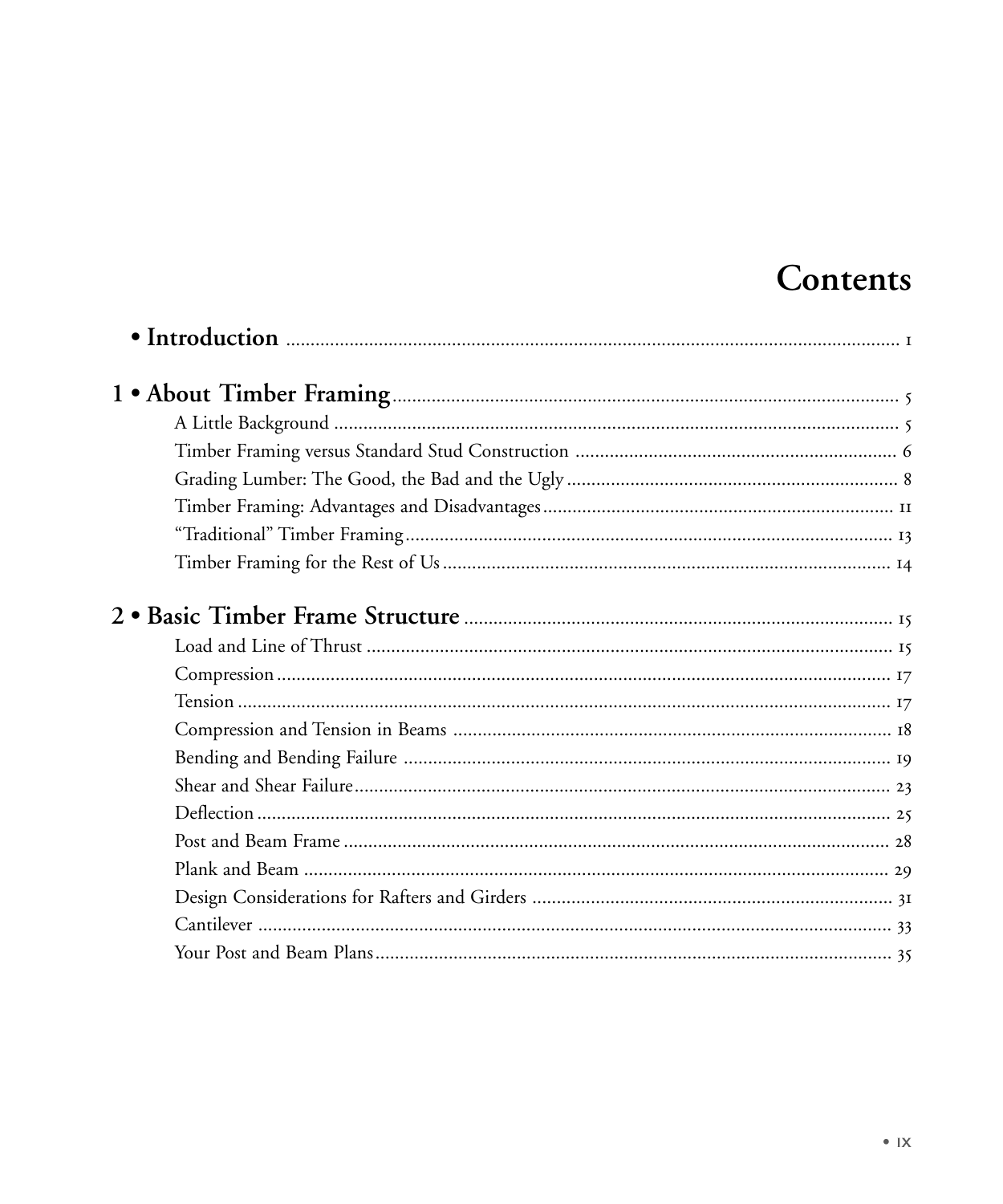# Contents

**• Introduction** .............................................................. 1

**1 • About Timber Framing** .............................................................. 5

A Little Background .............................................................. 5

Timber Framing versus Standard Stud Construction .............................................................. 6

Grading Lumber: The Good, the Bad and the Ugly .............................................................. 8

Timber Framing: Advantages and Disadvantages .............................................................. 11

“Traditional” Timber Framing .............................................................. 13

Timber Framing for the Rest of Us .............................................................. 14

**2 • Basic Timber Frame Structure** .............................................................. 15

Load and Line of Thrust .............................................................. 15

Compression .............................................................. 17

Tension .............................................................. 17

Compression and Tension in Beams .............................................................. 18

Bending and Bending Failure .............................................................. 19

Shear and Shear Failure .............................................................. 23

Deflection .............................................................. 25

Post and Beam Frame .............................................................. 28

Plank and Beam .............................................................. 29

Design Considerations for Rafters and Girders .............................................................. 31

Cantilever .............................................................. 33

Your Post and Beam Plans .............................................................. 35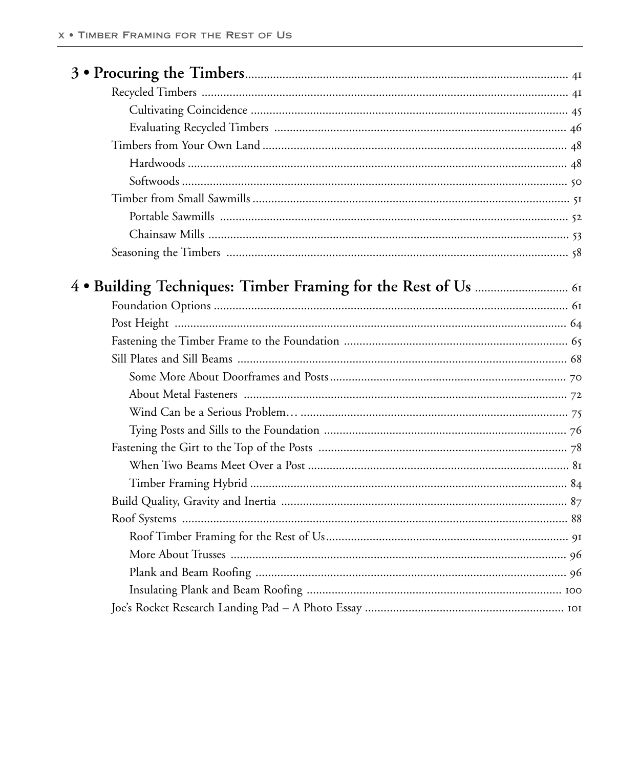**3 • Procuring the Timbers** .................................................................................................. 41

Recycled Timbers ................................................................................................ 41

Cultivating Coincidence ................................................................................................ 45

Evaluating Recycled Timbers ................................................................................................ 46

Timbers from Your Own Land ................................................................................................ 48

Hardwoods ................................................................................................ 48

Softwoods ................................................................................................ 50

Timber from Small Sawmills ................................................................................................ 51

Portable Sawmills ................................................................................................ 52

Chainsaw Mills ................................................................................................ 53

Seasoning the Timbers ................................................................................................ 58

**4 • Building Techniques: Timber Framing for the Rest of Us** ............................ 61

Foundation Options ................................................................................................ 61

Post Height ................................................................................................ 64

Fastening the Timber Frame to the Foundation ................................................................ 65

Sill Plates and Sill Beams ................................................................................................ 68

Some More About Doorframes and Posts ................................................................ 70

About Metal Fasteners ................................................................................................ 72

Wind Can be a Serious Problem… ................................................................................ 75

Tying Posts and Sills to the Foundation ................................................................ 76

Fastening the Girt to the Top of the Posts ................................................................ 78

When Two Beams Meet Over a Post ................................................................ 81

Timber Framing Hybrid ................................................................................................ 84

Build Quality, Gravity and Inertia ................................................................................ 87

Roof Systems ................................................................................................ 88

Roof Timber Framing for the Rest of Us ................................................................ 91

More About Trusses ................................................................................................ 96

Plank and Beam Roofing ................................................................................................ 96

Insulating Plank and Beam Roofing ................................................................ 100

Joe's Rocket Research Landing Pad – A Photo Essay ................................................ 101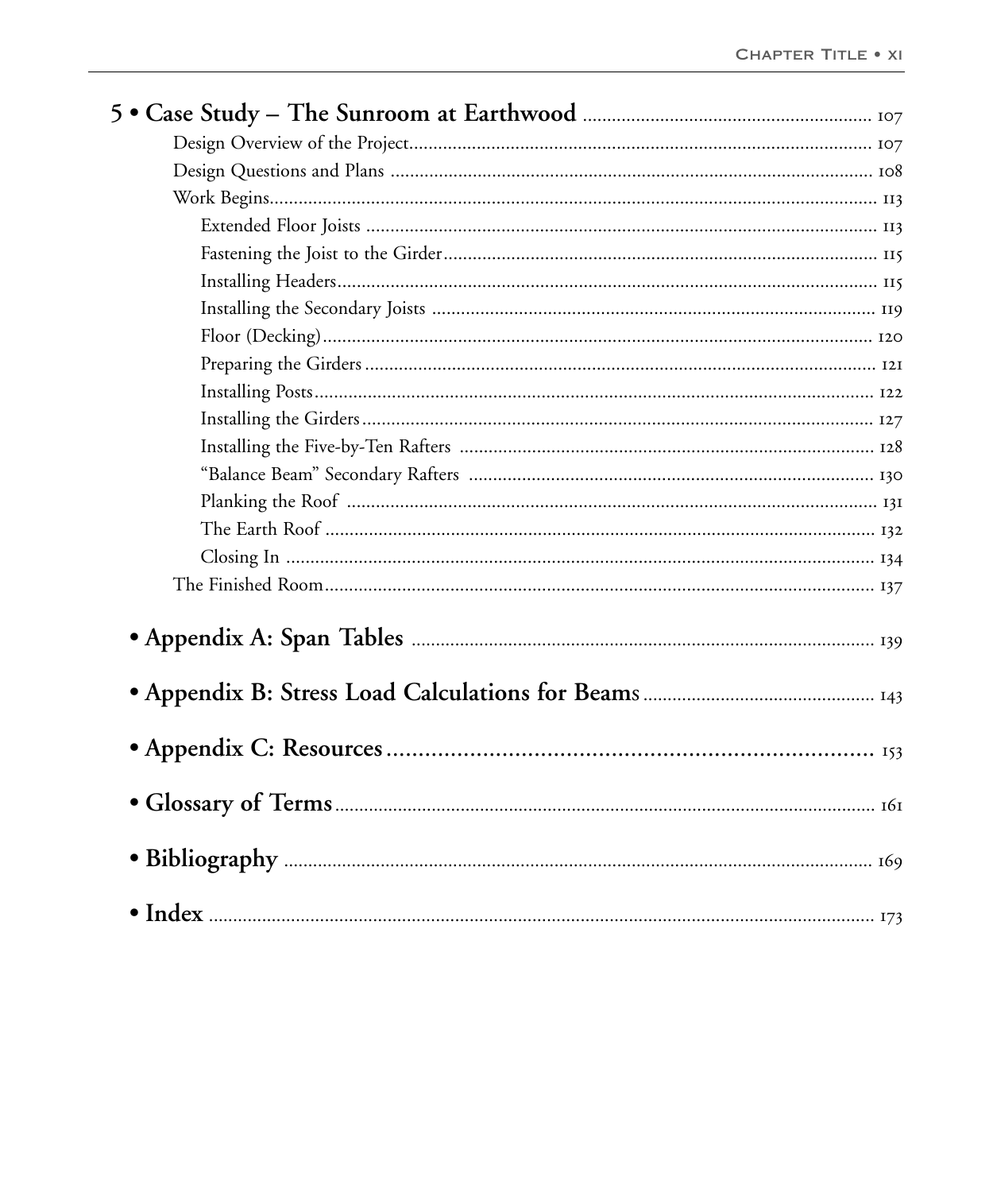**5 • Case Study – The Sunroom at Earthwood** ..... 107

- Design Overview of the Project..... 107
- Design Questions and Plans ..... 108
- Work Begins..... 113
  - Extended Floor Joists ..... 113
  - Fastening the Joist to the Girder..... 115
  - Installing Headers..... 115
  - Installing the Secondary Joists ..... 119
  - Floor (Decking)..... 120
  - Preparing the Girders ..... 121
  - Installing Posts..... 122
  - Installing the Girders..... 127
  - Installing the Five-by-Ten Rafters ..... 128
  - "Balance Beam" Secondary Rafters ..... 130
  - Planking the Roof ..... 131
  - The Earth Roof ..... 132
  - Closing In ..... 134
- The Finished Room..... 137

**• Appendix A: Span Tables** ..... 139

**• Appendix B: Stress Load Calculations for Beams** ..... 143

**• Appendix C: Resources** ..... 153

**• Glossary of Terms** ..... 161

**• Bibliography** ..... 169

**• Index** ..... 173